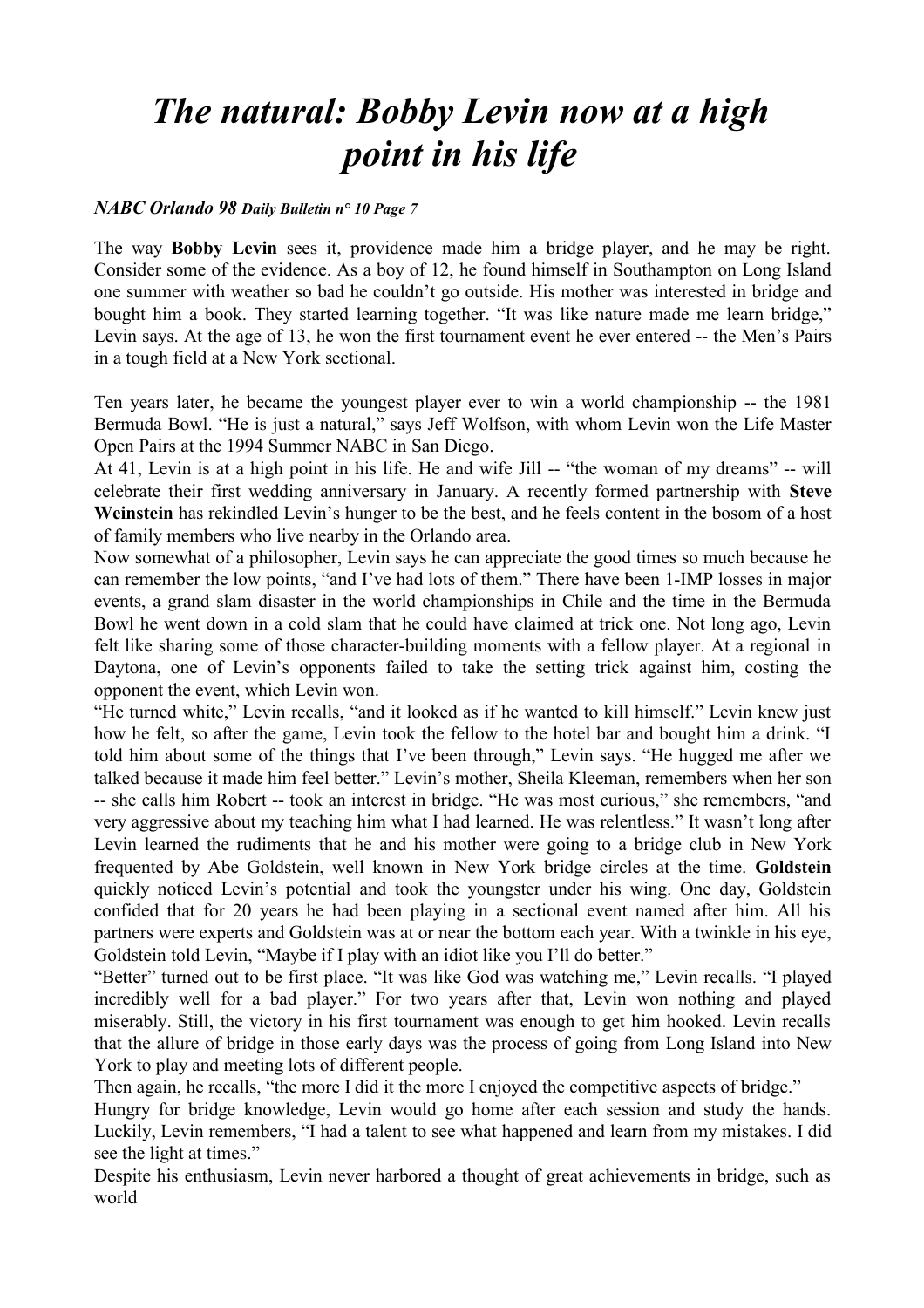# *The natural: Bobby Levin now at a high point in his life*

***NABC Orlando 98** Daily Bulletin n° 10 Page 7*

The way **Bobby Levin** sees it, providence made him a bridge player, and he may be right. Consider some of the evidence. As a boy of 12, he found himself in Southampton on Long Island one summer with weather so bad he couldn't go outside. His mother was interested in bridge and bought him a book. They started learning together. "It was like nature made me learn bridge," Levin says. At the age of 13, he won the first tournament event he ever entered -- the Men's Pairs in a tough field at a New York sectional.

Ten years later, he became the youngest player ever to win a world championship -- the 1981 Bermuda Bowl. "He is just a natural," says Jeff Wolfson, with whom Levin won the Life Master Open Pairs at the 1994 Summer NABC in San Diego.

At 41, Levin is at a high point in his life. He and wife Jill -- "the woman of my dreams" -- will celebrate their first wedding anniversary in January. A recently formed partnership with **Steve Weinstein** has rekindled Levin's hunger to be the best, and he feels content in the bosom of a host of family members who live nearby in the Orlando area.

Now somewhat of a philosopher, Levin says he can appreciate the good times so much because he can remember the low points, "and I've had lots of them." There have been 1-IMP losses in major events, a grand slam disaster in the world championships in Chile and the time in the Bermuda Bowl he went down in a cold slam that he could have claimed at trick one. Not long ago, Levin felt like sharing some of those character-building moments with a fellow player. At a regional in Daytona, one of Levin's opponents failed to take the setting trick against him, costing the opponent the event, which Levin won.

"He turned white," Levin recalls, "and it looked as if he wanted to kill himself." Levin knew just how he felt, so after the game, Levin took the fellow to the hotel bar and bought him a drink. "I told him about some of the things that I've been through," Levin says. "He hugged me after we talked because it made him feel better." Levin's mother, Sheila Kleeman, remembers when her son -- she calls him Robert -- took an interest in bridge. "He was most curious," she remembers, "and very aggressive about my teaching him what I had learned. He was relentless." It wasn't long after Levin learned the rudiments that he and his mother were going to a bridge club in New York frequented by Abe Goldstein, well known in New York bridge circles at the time. **Goldstein** quickly noticed Levin's potential and took the youngster under his wing. One day, Goldstein confided that for 20 years he had been playing in a sectional event named after him. All his partners were experts and Goldstein was at or near the bottom each year. With a twinkle in his eye, Goldstein told Levin, "Maybe if I play with an idiot like you I'll do better."

"Better" turned out to be first place. "It was like God was watching me," Levin recalls. "I played incredibly well for a bad player." For two years after that, Levin won nothing and played miserably. Still, the victory in his first tournament was enough to get him hooked. Levin recalls that the allure of bridge in those early days was the process of going from Long Island into New York to play and meeting lots of different people.

Then again, he recalls, "the more I did it the more I enjoyed the competitive aspects of bridge."

Hungry for bridge knowledge, Levin would go home after each session and study the hands. Luckily, Levin remembers, "I had a talent to see what happened and learn from my mistakes. I did see the light at times."

Despite his enthusiasm, Levin never harbored a thought of great achievements in bridge, such as world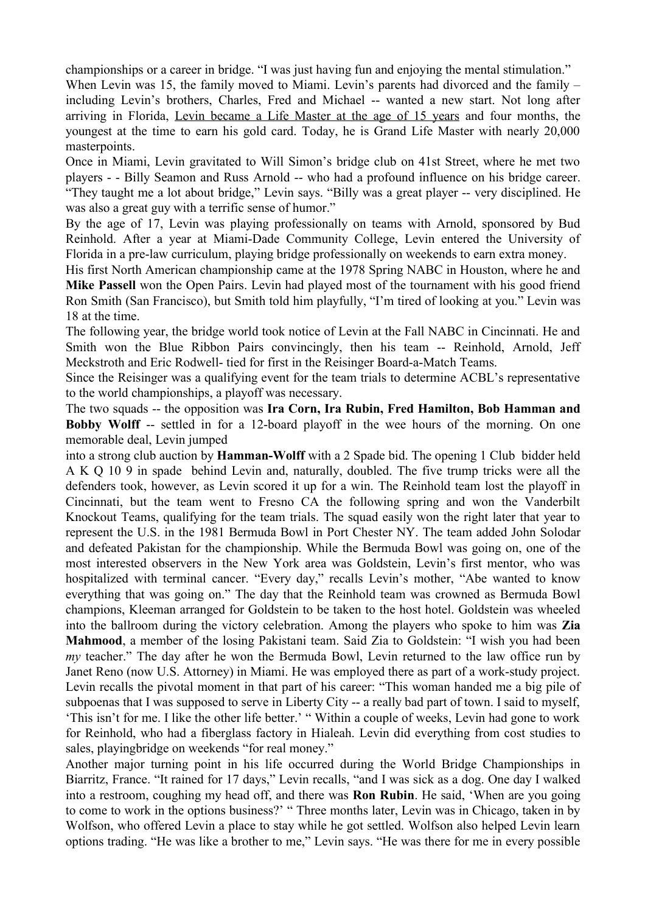championships or a career in bridge. "I was just having fun and enjoying the mental stimulation."

When Levin was 15, the family moved to Miami. Levin's parents had divorced and the family – including Levin's brothers, Charles, Fred and Michael -- wanted a new start. Not long after arriving in Florida, <u>Levin became a Life Master at the age of 15 years</u> and four months, the youngest at the time to earn his gold card. Today, he is Grand Life Master with nearly 20,000 masterpoints.

Once in Miami, Levin gravitated to Will Simon's bridge club on 41st Street, where he met two players - - Billy Seamon and Russ Arnold -- who had a profound influence on his bridge career. "They taught me a lot about bridge," Levin says. "Billy was a great player -- very disciplined. He was also a great guy with a terrific sense of humor."

By the age of 17, Levin was playing professionally on teams with Arnold, sponsored by Bud Reinhold. After a year at Miami-Dade Community College, Levin entered the University of Florida in a pre-law curriculum, playing bridge professionally on weekends to earn extra money.

His first North American championship came at the 1978 Spring NABC in Houston, where he and **Mike Passell** won the Open Pairs. Levin had played most of the tournament with his good friend Ron Smith (San Francisco), but Smith told him playfully, "I'm tired of looking at you." Levin was 18 at the time.

The following year, the bridge world took notice of Levin at the Fall NABC in Cincinnati. He and Smith won the Blue Ribbon Pairs convincingly, then his team -- Reinhold, Arnold, Jeff Meckstroth and Eric Rodwell- tied for first in the Reisinger Board-a-Match Teams.

Since the Reisinger was a qualifying event for the team trials to determine ACBL's representative to the world championships, a playoff was necessary.

The two squads -- the opposition was **Ira Corn, Ira Rubin, Fred Hamilton, Bob Hamman and Bobby Wolff** -- settled in for a 12-board playoff in the wee hours of the morning. On one memorable deal, Levin jumped into a strong club auction by **Hamman-Wolff** with a 2 Spade bid. The opening 1 Club bidder held A K Q 10 9 in spade behind Levin and, naturally, doubled. The five trump tricks were all the defenders took, however, as Levin scored it up for a win. The Reinhold team lost the playoff in Cincinnati, but the team went to Fresno CA the following spring and won the Vanderbilt Knockout Teams, qualifying for the team trials. The squad easily won the right later that year to represent the U.S. in the 1981 Bermuda Bowl in Port Chester NY. The team added John Solodar and defeated Pakistan for the championship. While the Bermuda Bowl was going on, one of the most interested observers in the New York area was Goldstein, Levin's first mentor, who was hospitalized with terminal cancer. "Every day," recalls Levin's mother, "Abe wanted to know everything that was going on." The day that the Reinhold team was crowned as Bermuda Bowl champions, Kleeman arranged for Goldstein to be taken to the host hotel. Goldstein was wheeled into the ballroom during the victory celebration. Among the players who spoke to him was **Zia Mahmood**, a member of the losing Pakistani team. Said Zia to Goldstein: "I wish you had been *my* teacher." The day after he won the Bermuda Bowl, Levin returned to the law office run by Janet Reno (now U.S. Attorney) in Miami. He was employed there as part of a work-study project. Levin recalls the pivotal moment in that part of his career: "This woman handed me a big pile of subpoenas that I was supposed to serve in Liberty City -- a really bad part of town. I said to myself, 'This isn't for me. I like the other life better.' " Within a couple of weeks, Levin had gone to work for Reinhold, who had a fiberglass factory in Hialeah. Levin did everything from cost studies to sales, playingbridge on weekends "for real money."

Another major turning point in his life occurred during the World Bridge Championships in Biarritz, France. "It rained for 17 days," Levin recalls, "and I was sick as a dog. One day I walked into a restroom, coughing my head off, and there was **Ron Rubin**. He said, 'When are you going to come to work in the options business?' " Three months later, Levin was in Chicago, taken in by Wolfson, who offered Levin a place to stay while he got settled. Wolfson also helped Levin learn options trading. "He was like a brother to me," Levin says. "He was there for me in every possible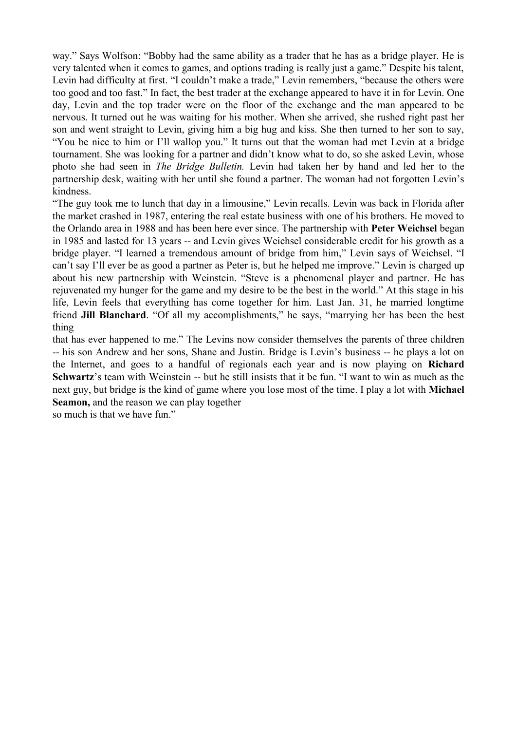way." Says Wolfson: "Bobby had the same ability as a trader that he has as a bridge player. He is very talented when it comes to games, and options trading is really just a game." Despite his talent, Levin had difficulty at first. "I couldn't make a trade," Levin remembers, "because the others were too good and too fast." In fact, the best trader at the exchange appeared to have it in for Levin. One day, Levin and the top trader were on the floor of the exchange and the man appeared to be nervous. It turned out he was waiting for his mother. When she arrived, she rushed right past her son and went straight to Levin, giving him a big hug and kiss. She then turned to her son to say, "You be nice to him or I'll wallop you." It turns out that the woman had met Levin at a bridge tournament. She was looking for a partner and didn't know what to do, so she asked Levin, whose photo she had seen in *The Bridge Bulletin.* Levin had taken her by hand and led her to the partnership desk, waiting with her until she found a partner. The woman had not forgotten Levin's kindness.

"The guy took me to lunch that day in a limousine," Levin recalls. Levin was back in Florida after the market crashed in 1987, entering the real estate business with one of his brothers. He moved to the Orlando area in 1988 and has been here ever since. The partnership with **Peter Weichsel** began in 1985 and lasted for 13 years -- and Levin gives Weichsel considerable credit for his growth as a bridge player. "I learned a tremendous amount of bridge from him," Levin says of Weichsel. "I can't say I'll ever be as good a partner as Peter is, but he helped me improve." Levin is charged up about his new partnership with Weinstein. "Steve is a phenomenal player and partner. He has rejuvenated my hunger for the game and my desire to be the best in the world." At this stage in his life, Levin feels that everything has come together for him. Last Jan. 31, he married longtime friend **Jill Blanchard**. "Of all my accomplishments," he says, "marrying her has been the best thing that has ever happened to me." The Levins now consider themselves the parents of three children -- his son Andrew and her sons, Shane and Justin. Bridge is Levin's business -- he plays a lot on the Internet, and goes to a handful of regionals each year and is now playing on **Richard Schwartz**'s team with Weinstein -- but he still insists that it be fun. "I want to win as much as the next guy, but bridge is the kind of game where you lose most of the time. I play a lot with **Michael Seamon,** and the reason we can play together so much is that we have fun."